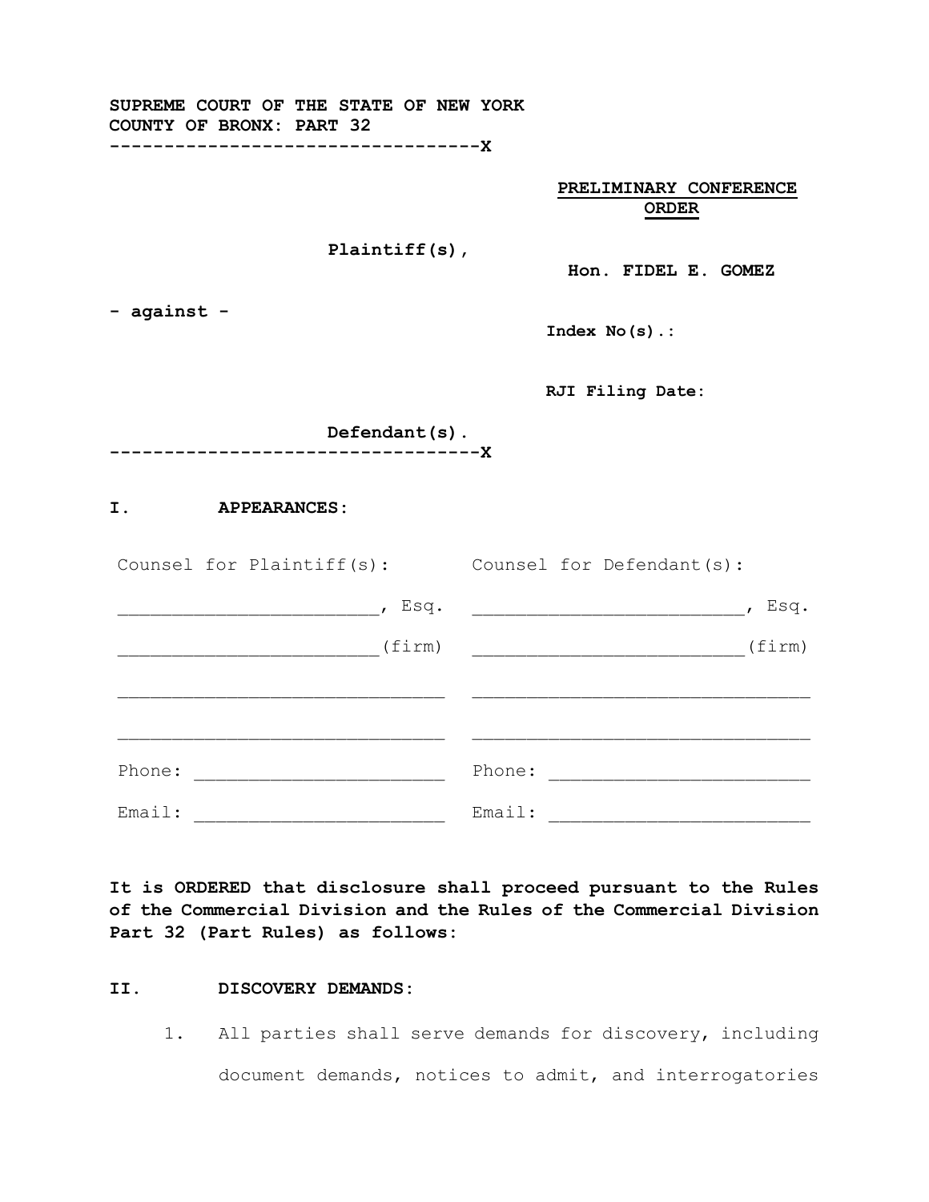**SUPREME COURT OF THE STATE OF NEW YORK**
**COUNTY OF BRONX: PART 32**
----------------------------------X

**PRELIMINARY CONFERENCE ORDER**

**Plaintiff(s),**

**Hon. FIDEL E. GOMEZ**

**- against -**

**Index No(s).:**

**RJI Filing Date:**

**Defendant(s).**
----------------------------------X

## I. APPEARANCES:

| Counsel for Plaintiff(s): | Counsel for Defendant(s): |
|---|---|
| ________________________, Esq. | ________________________, Esq. |
| ________________________(firm) | ________________________(firm) |
| ______________________________ | ______________________________ |
| ______________________________ | ______________________________ |
| Phone: _______________________ | Phone: _______________________ |
| Email: _______________________ | Email: _______________________ |

**It is ORDERED that disclosure shall proceed pursuant to the Rules of the Commercial Division and the Rules of the Commercial Division Part 32 (Part Rules) as follows:**

## II. DISCOVERY DEMANDS:

1. All parties shall serve demands for discovery, including document demands, notices to admit, and interrogatories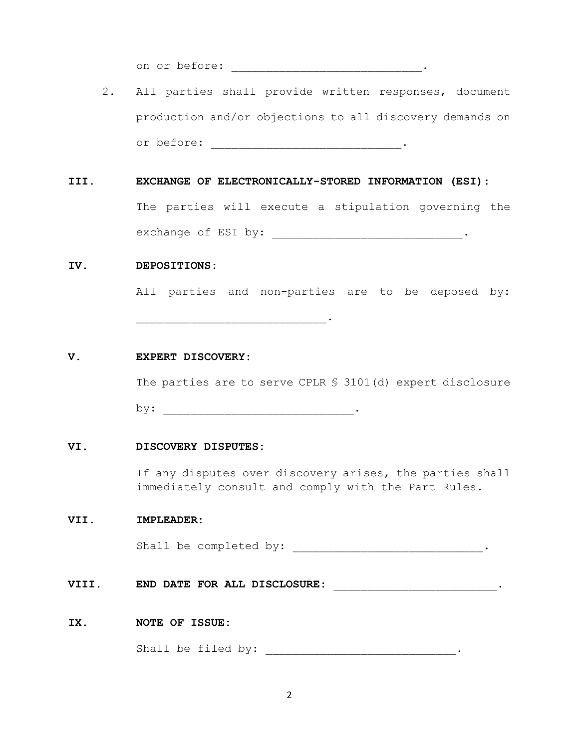on or before: ____________________________.

2. All parties shall provide written responses, document production and/or objections to all discovery demands on or before: ____________________________.

**III. EXCHANGE OF ELECTRONICALLY-STORED INFORMATION (ESI):**

The parties will execute a stipulation governing the exchange of ESI by: ____________________________.

**IV. DEPOSITIONS:**

All parties and non-parties are to be deposed by: ____________________________.

**V. EXPERT DISCOVERY:**

The parties are to serve CPLR § 3101(d) expert disclosure by: ____________________________.

**VI. DISCOVERY DISPUTES:**

If any disputes over discovery arises, the parties shall immediately consult and comply with the Part Rules.

**VII. IMPLEADER:**

Shall be completed by: ____________________________.

**VIII. END DATE FOR ALL DISCLOSURE:** _________________________.

**IX. NOTE OF ISSUE:**

Shall be filed by: ____________________________.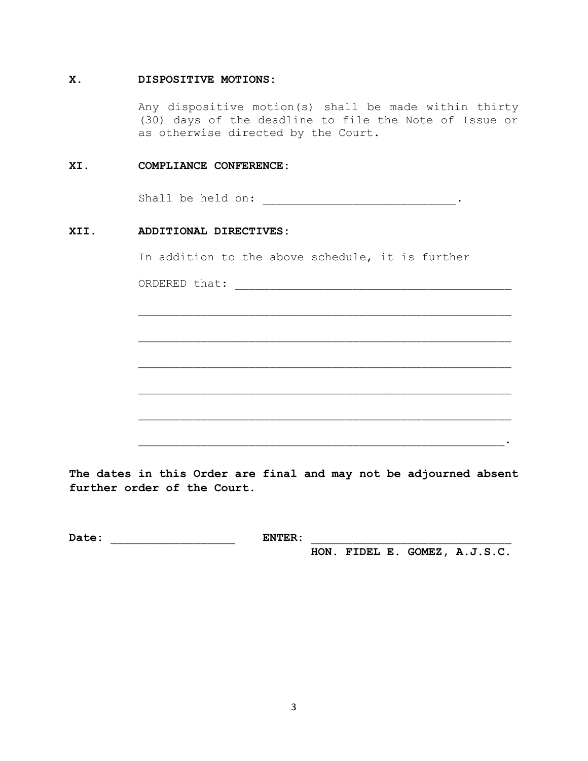**X. DISPOSITIVE MOTIONS:**

Any dispositive motion(s) shall be made within thirty (30) days of the deadline to file the Note of Issue or as otherwise directed by the Court.

**XI. COMPLIANCE CONFERENCE:**

Shall be held on: ____________________________.

**XII. ADDITIONAL DIRECTIVES:**

In addition to the above schedule, it is further

ORDERED that: ________________________________________

_______________________________________________________

_______________________________________________________

_______________________________________________________

_______________________________________________________

_______________________________________________________

_______________________________________________________.

**The dates in this Order are final and may not be adjourned absent further order of the Court.**

**Date:** __________________ **ENTER:** ______________________________

**HON. FIDEL E. GOMEZ, A.J.S.C.**